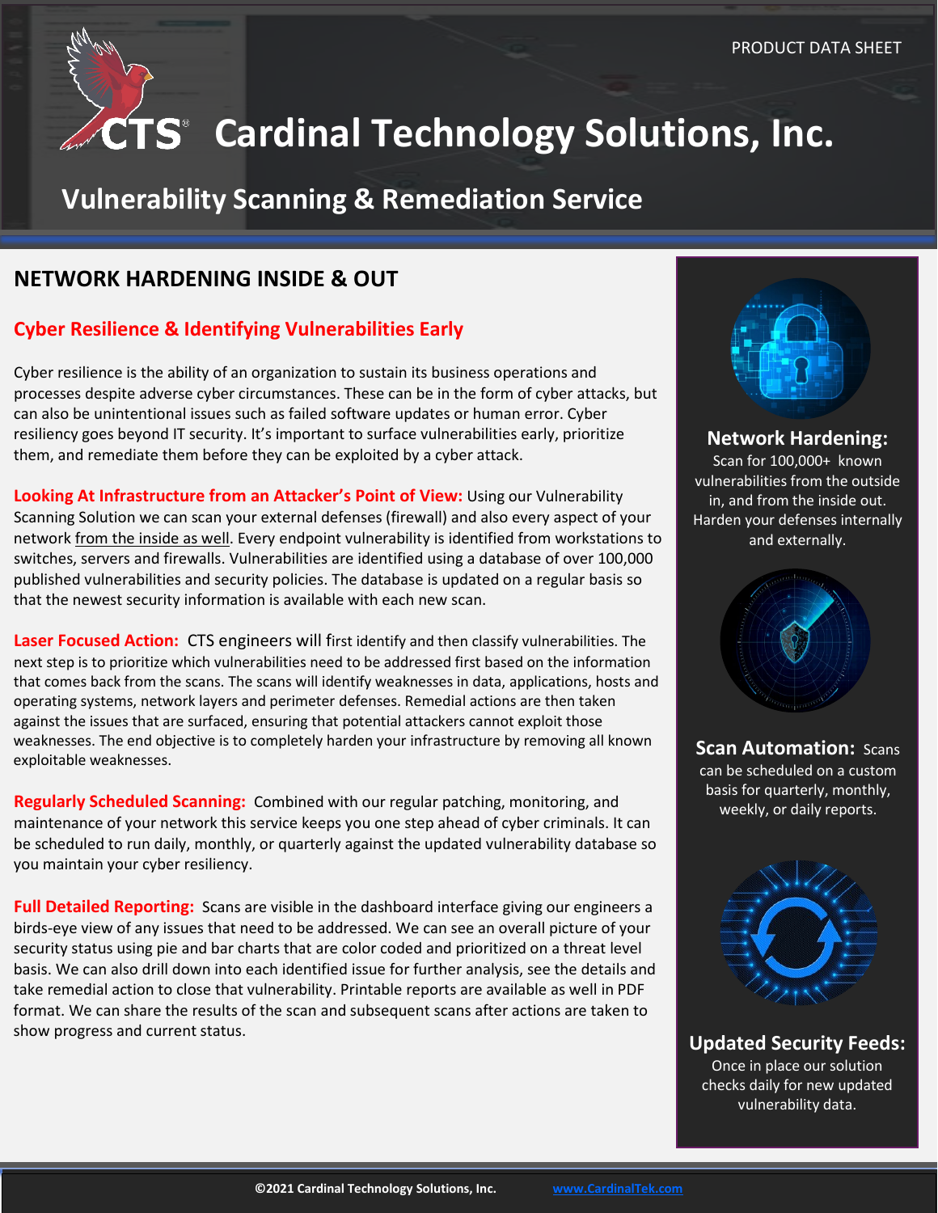PRODUCT DATA SHEET

# Cardinal Technology Solutions, Inc.

## Vulnerability Scanning & Remediation Service

## NETWORK HARDENING INSIDE & OUT

### Cyber Resilience & Identifying Vulnerabilities Early

Cyber resilience is the ability of an organization to sustain its business operations and processes despite adverse cyber circumstances. These can be in the form of cyber attacks, but can also be unintentional issues such as failed software updates or human error. Cyber resiliency goes beyond IT security. It's important to surface vulnerabilities early, prioritize them, and remediate them before they can be exploited by a cyber attack.

**Looking At Infrastructure from an Attacker's Point of View:** Using our Vulnerability Scanning Solution we can scan your external defenses (firewall) and also every aspect of your network from the inside as well. Every endpoint vulnerability is identified from workstations to switches, servers and firewalls. Vulnerabilities are identified using a database of over 100,000 published vulnerabilities and security policies. The database is updated on a regular basis so that the newest security information is available with each new scan.

**Laser Focused Action:** CTS engineers will first identify and then classify vulnerabilities. The next step is to prioritize which vulnerabilities need to be addressed first based on the information that comes back from the scans. The scans will identify weaknesses in data, applications, hosts and operating systems, network layers and perimeter defenses. Remedial actions are then taken against the issues that are surfaced, ensuring that potential attackers cannot exploit those weaknesses. The end objective is to completely harden your infrastructure by removing all known exploitable weaknesses.

**Regularly Scheduled Scanning:** Combined with our regular patching, monitoring, and maintenance of your network this service keeps you one step ahead of cyber criminals. It can be scheduled to run daily, monthly, or quarterly against the updated vulnerability database so you maintain your cyber resiliency.

**Full Detailed Reporting:** Scans are visible in the dashboard interface giving our engineers a birds-eye view of any issues that need to be addressed. We can see an overall picture of your security status using pie and bar charts that are color coded and prioritized on a threat level basis. We can also drill down into each identified issue for further analysis, see the details and take remedial action to close that vulnerability. Printable reports are available as well in PDF format. We can share the results of the scan and subsequent scans after actions are taken to show progress and current status.

**Network Hardening:** Scan for 100,000+ known vulnerabilities from the outside in, and from the inside out. Harden your defenses internally and externally.

**Scan Automation:** Scans can be scheduled on a custom basis for quarterly, monthly, weekly, or daily reports.

**Updated Security Feeds:** Once in place our solution checks daily for new updated vulnerability data.

**©2021 Cardinal Technology Solutions, Inc.** www.CardinalTek.com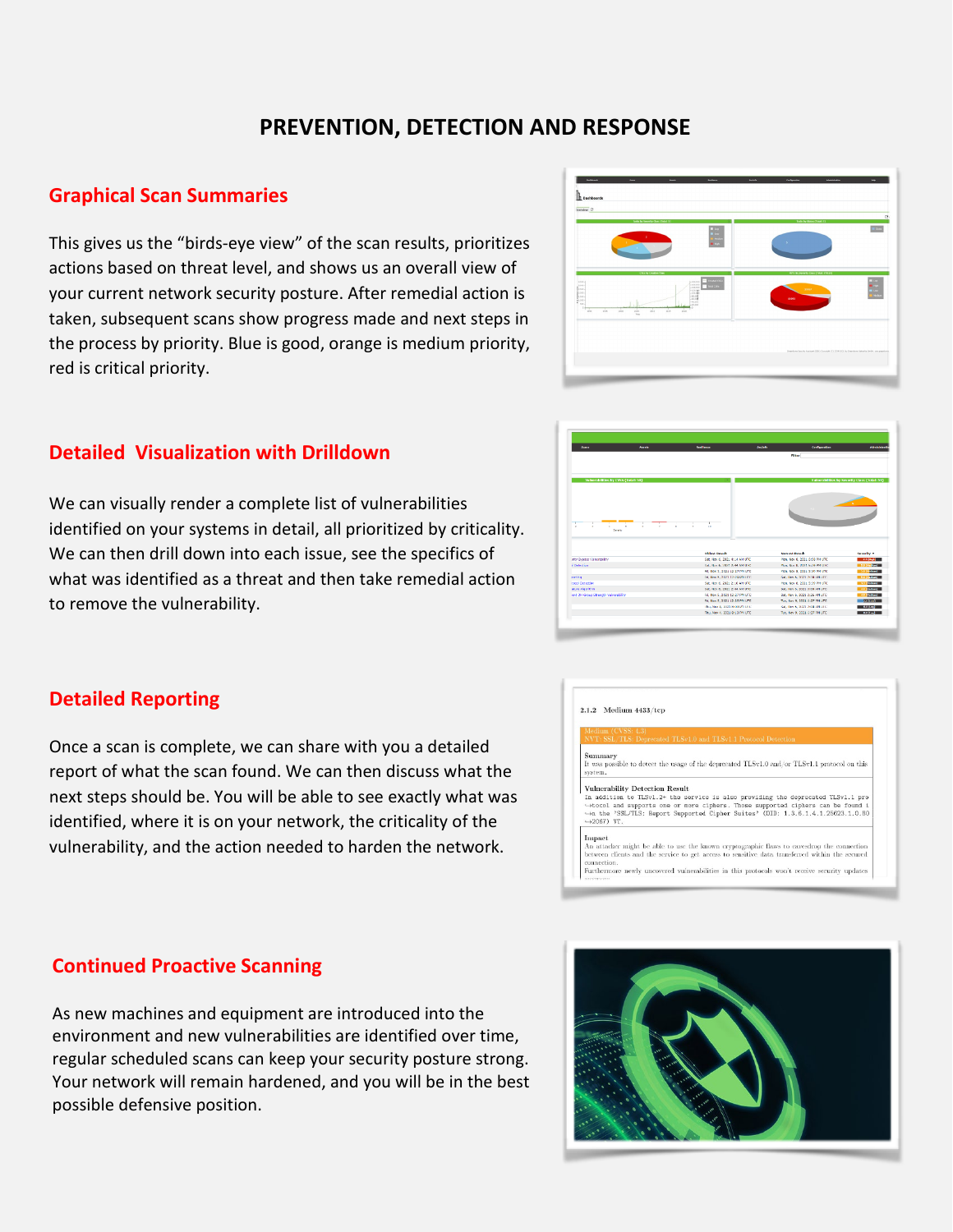# PREVENTION, DETECTION AND RESPONSE

## Graphical Scan Summaries

This gives us the "birds-eye view" of the scan results, prioritizes actions based on threat level, and shows us an overall view of your current network security posture. After remedial action is taken, subsequent scans show progress made and next steps in the process by priority. Blue is good, orange is medium priority, red is critical priority.

## Detailed Visualization with Drilldown

We can visually render a complete list of vulnerabilities identified on your systems in detail, all prioritized by criticality. We can then drill down into each issue, see the specifics of what was identified as a threat and then take remedial action to remove the vulnerability.

## Detailed Reporting

Once a scan is complete, we can share with you a detailed report of what the scan found. We can then discuss what the next steps should be. You will be able to see exactly what was identified, where it is on your network, the criticality of the vulnerability, and the action needed to harden the network.

## Continued Proactive Scanning

As new machines and equipment are introduced into the environment and new vulnerabilities are identified over time, regular scheduled scans can keep your security posture strong. Your network will remain hardened, and you will be in the best possible defensive position.